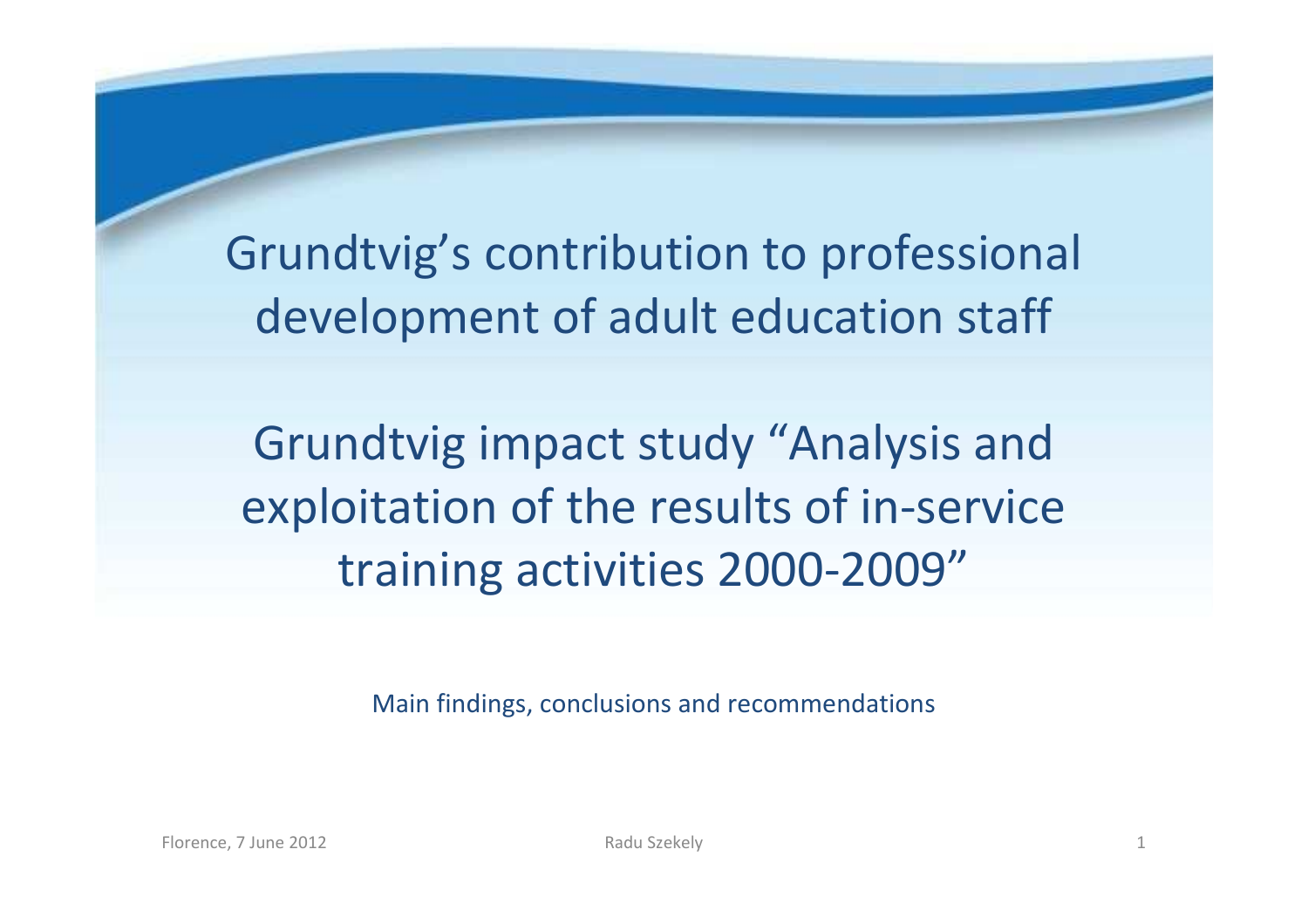# Grundtvig's contribution to professional development of adult education staff

## Grundtvig impact study "Analysis and exploitation of the results of in-service training activities 2000-2009"

Main findings, conclusions and recommendations

Florence, 7 June 2012

Radu Szekely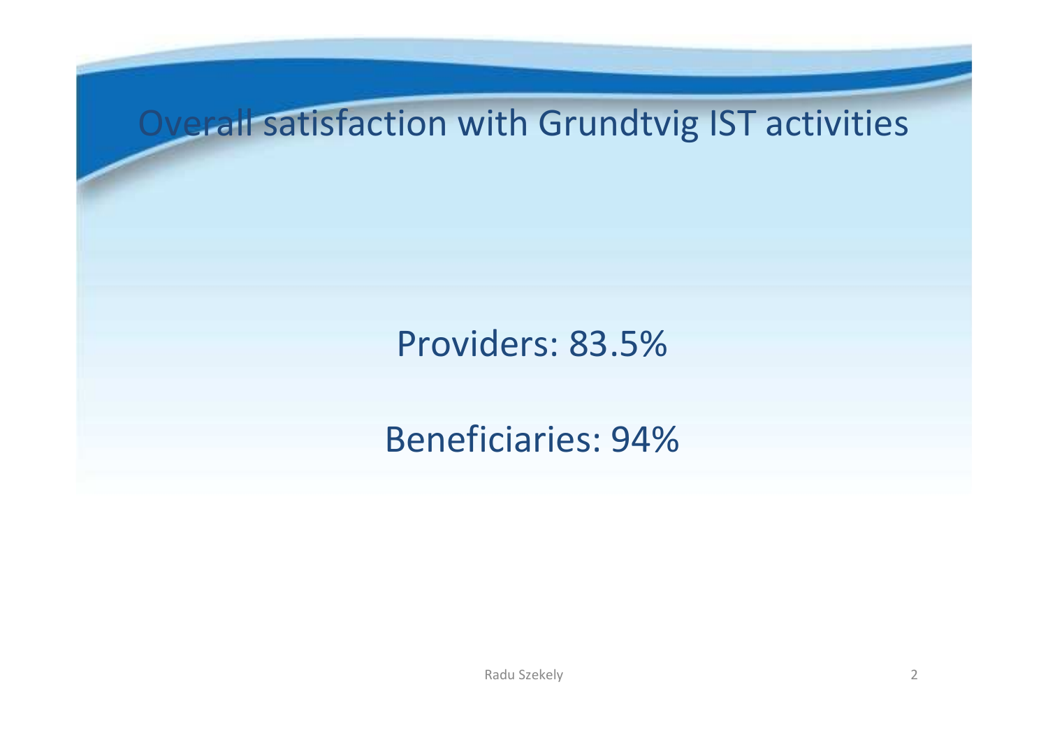# Overall satisfaction with Grundtvig IST activities

Providers: 83.5%

Beneficiaries: 94%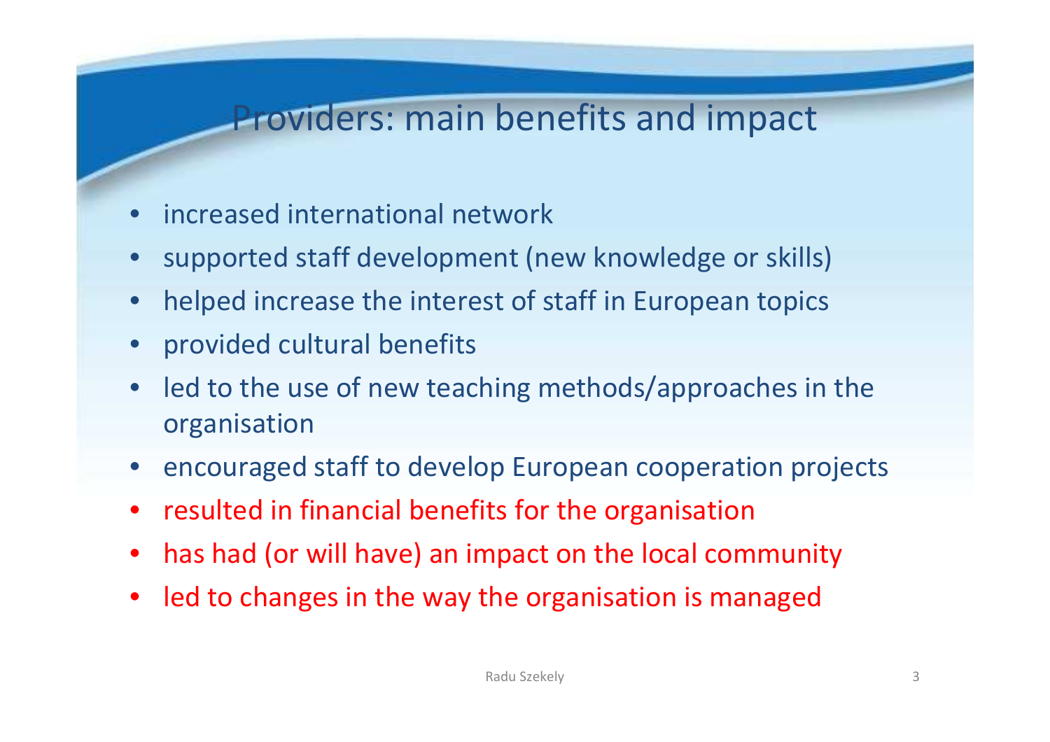# Providers: main benefits and impact

- increased international network
- supported staff development (new knowledge or skills)
- helped increase the interest of staff in European topics
- provided cultural benefits
- led to the use of new teaching methods/approaches in the organisation
- encouraged staff to develop European cooperation projects
- resulted in financial benefits for the organisation
- has had (or will have) an impact on the local community
- led to changes in the way the organisation is managed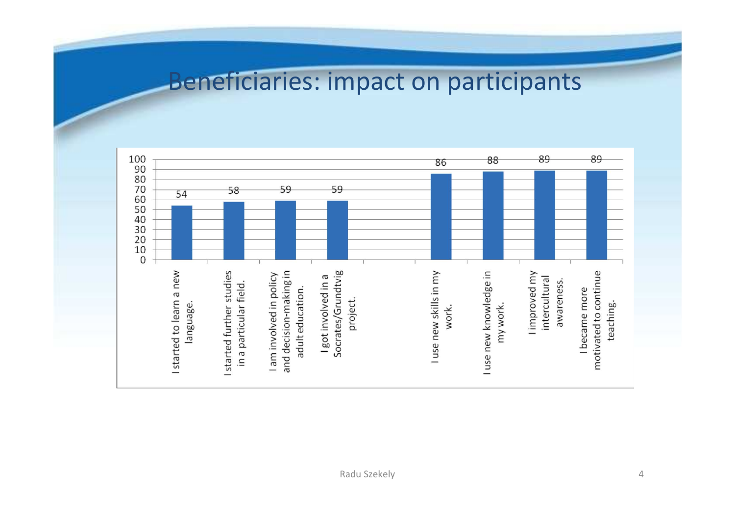# Beneficiaries: impact on participants

| Statement | Value |
| --- | --- |
| I started to learn a new language. | 54 |
| I started further studies in a particular field. | 58 |
| I am involved in policy and decision-making in adult education. | 59 |
| I got involved in a Socrates/Grundtvig project. | 59 |
| I use new skills in my work. | 86 |
| I use new knowledge in my work. | 88 |
| I improved my intercultural awareness. | 89 |
| I became more motivated to continue teaching. | 89 |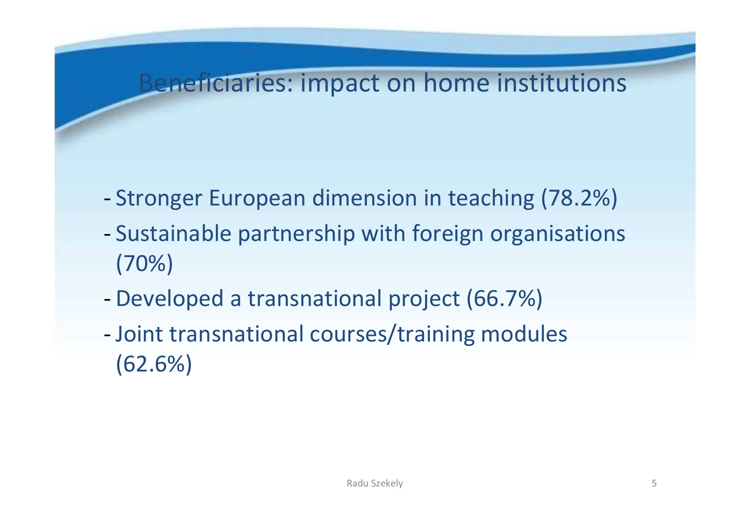# Beneficiaries: impact on home institutions

- Stronger European dimension in teaching (78.2%)
- Sustainable partnership with foreign organisations (70%)
- Developed a transnational project (66.7%)
- Joint transnational courses/training modules (62.6%)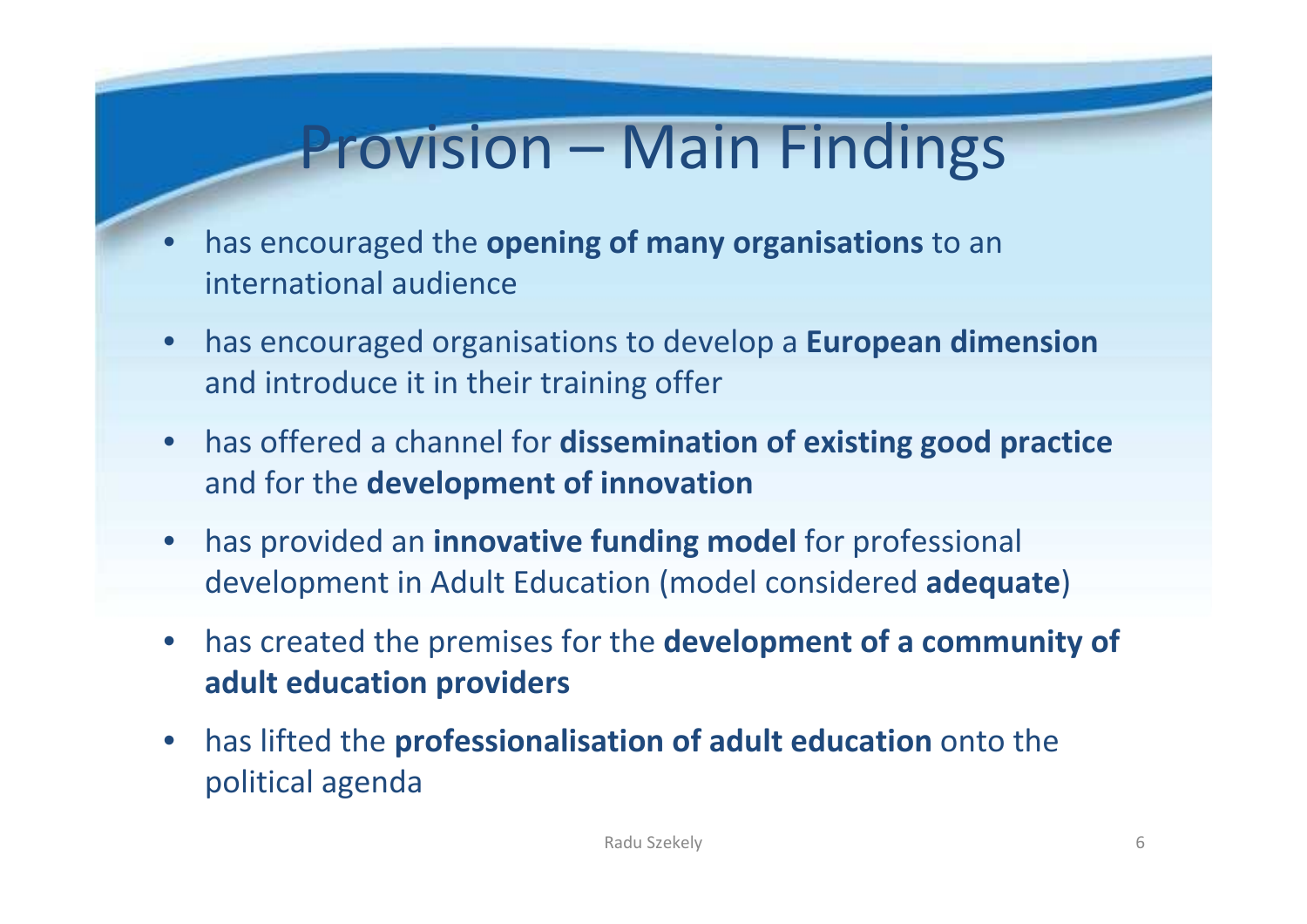# Provision – Main Findings

- has encouraged the **opening of many organisations** to an international audience
- has encouraged organisations to develop a **European dimension** and introduce it in their training offer
- has offered a channel for **dissemination of existing good practice** and for the **development of innovation**
- has provided an **innovative funding model** for professional development in Adult Education (model considered **adequate**)
- has created the premises for the **development of a community of adult education providers**
- has lifted the **professionalisation of adult education** onto the political agenda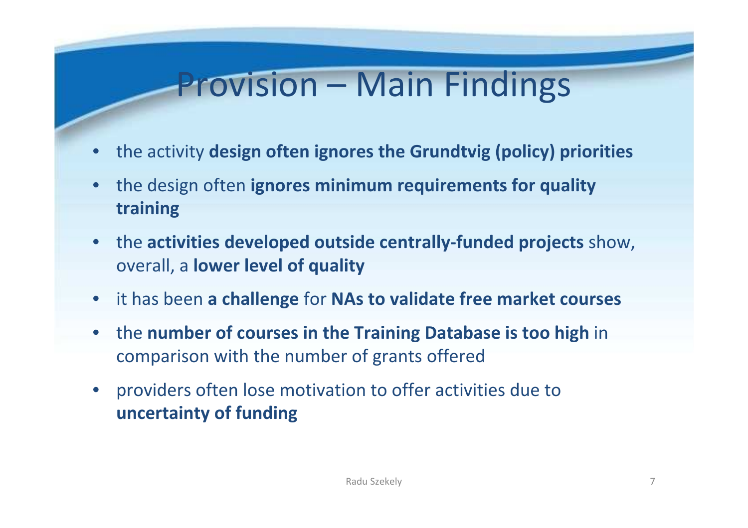# Provision – Main Findings

- the activity **design often ignores the Grundtvig (policy) priorities**
- the design often **ignores minimum requirements for quality training**
- the **activities developed outside centrally-funded projects** show, overall, a **lower level of quality**
- it has been **a challenge** for **NAs to validate free market courses**
- the **number of courses in the Training Database is too high** in comparison with the number of grants offered
- providers often lose motivation to offer activities due to **uncertainty of funding**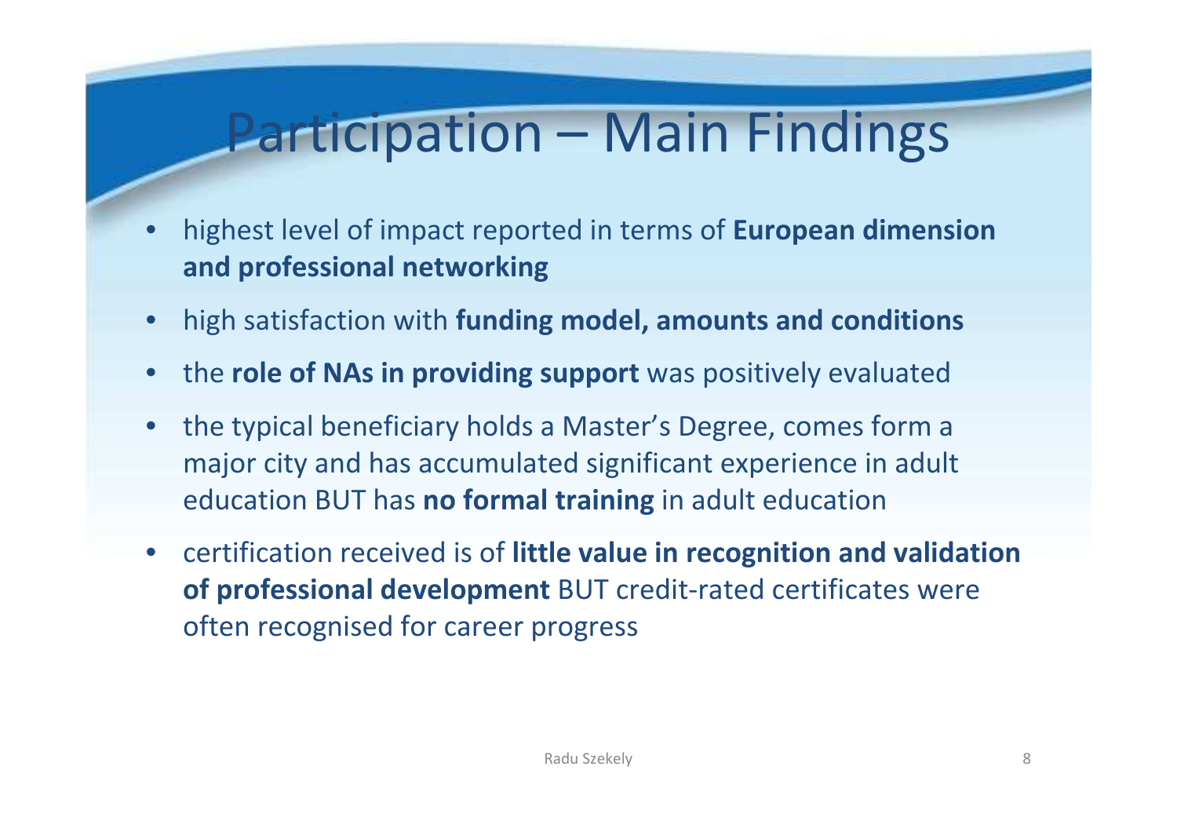# Participation – Main Findings

- highest level of impact reported in terms of **European dimension and professional networking**
- high satisfaction with **funding model, amounts and conditions**
- the **role of NAs in providing support** was positively evaluated
- the typical beneficiary holds a Master's Degree, comes form a major city and has accumulated significant experience in adult education BUT has **no formal training** in adult education
- certification received is of **little value in recognition and validation of professional development** BUT credit-rated certificates were often recognised for career progress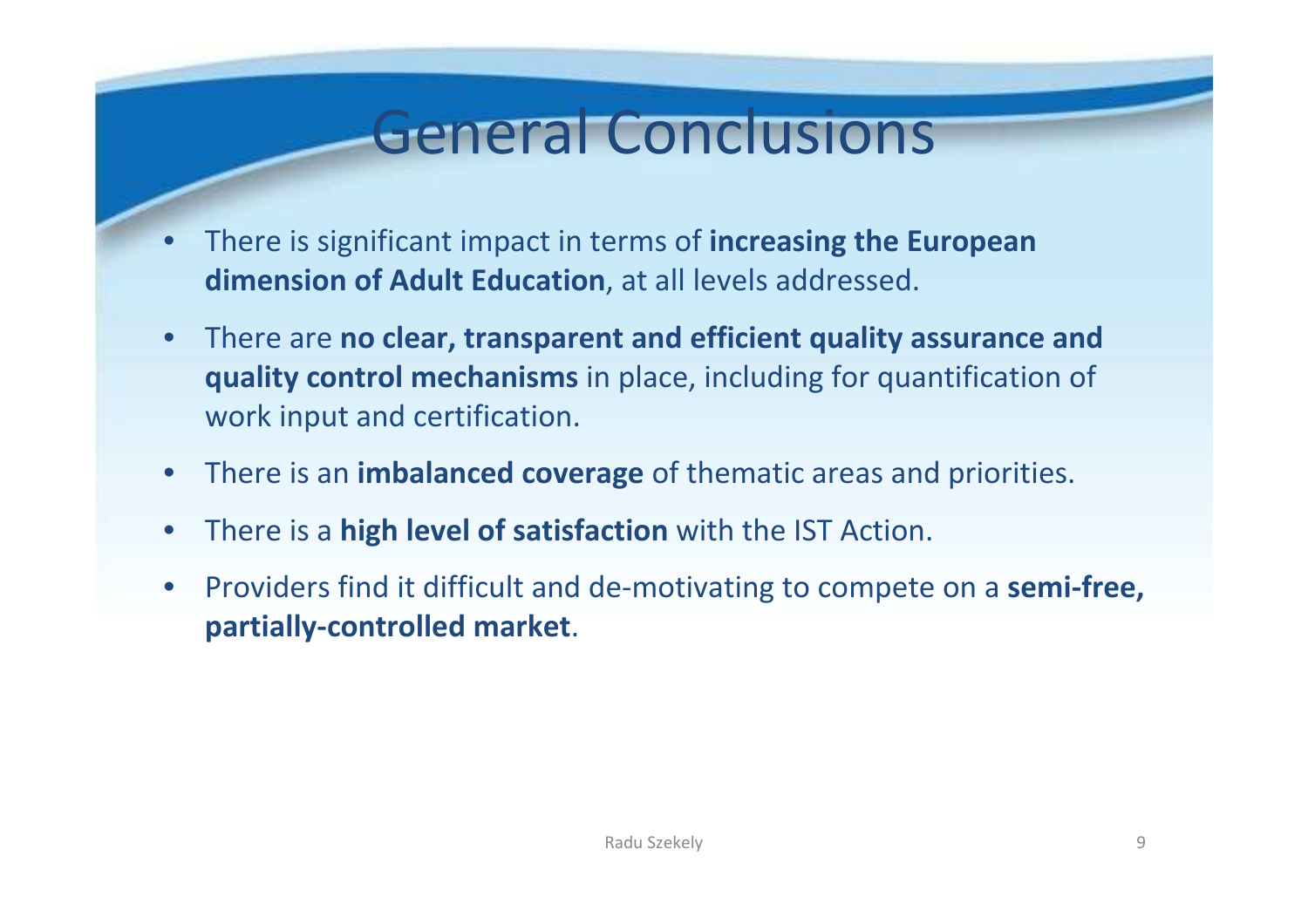# General Conclusions

- There is significant impact in terms of **increasing the European dimension of Adult Education**, at all levels addressed.
- There are **no clear, transparent and efficient quality assurance and quality control mechanisms** in place, including for quantification of work input and certification.
- There is an **imbalanced coverage** of thematic areas and priorities.
- There is a **high level of satisfaction** with the IST Action.
- Providers find it difficult and de-motivating to compete on a **semi-free, partially-controlled market**.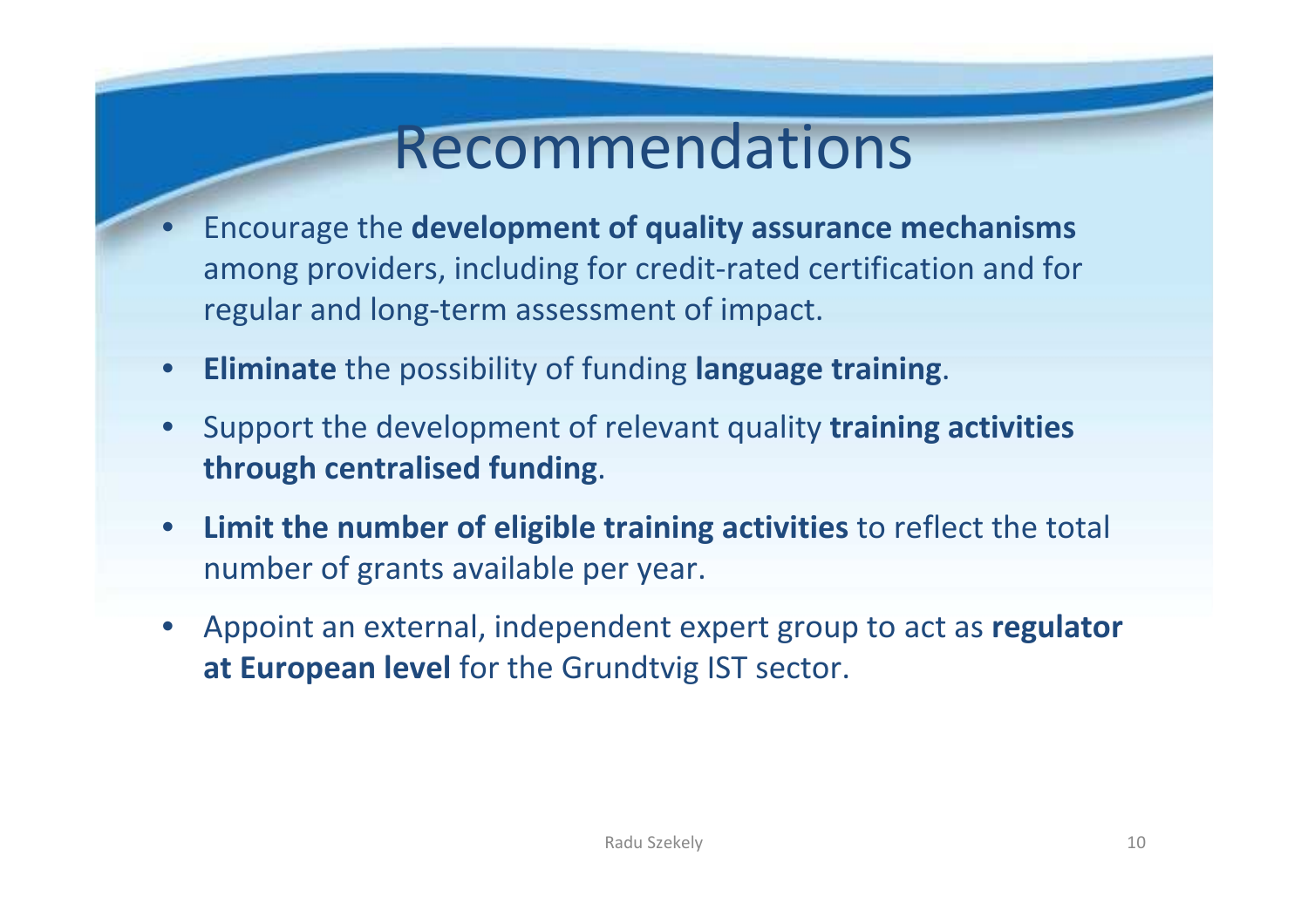# Recommendations

- Encourage the **development of quality assurance mechanisms** among providers, including for credit-rated certification and for regular and long-term assessment of impact.
- **Eliminate** the possibility of funding **language training**.
- Support the development of relevant quality **training activities through centralised funding**.
- **Limit the number of eligible training activities** to reflect the total number of grants available per year.
- Appoint an external, independent expert group to act as **regulator at European level** for the Grundtvig IST sector.